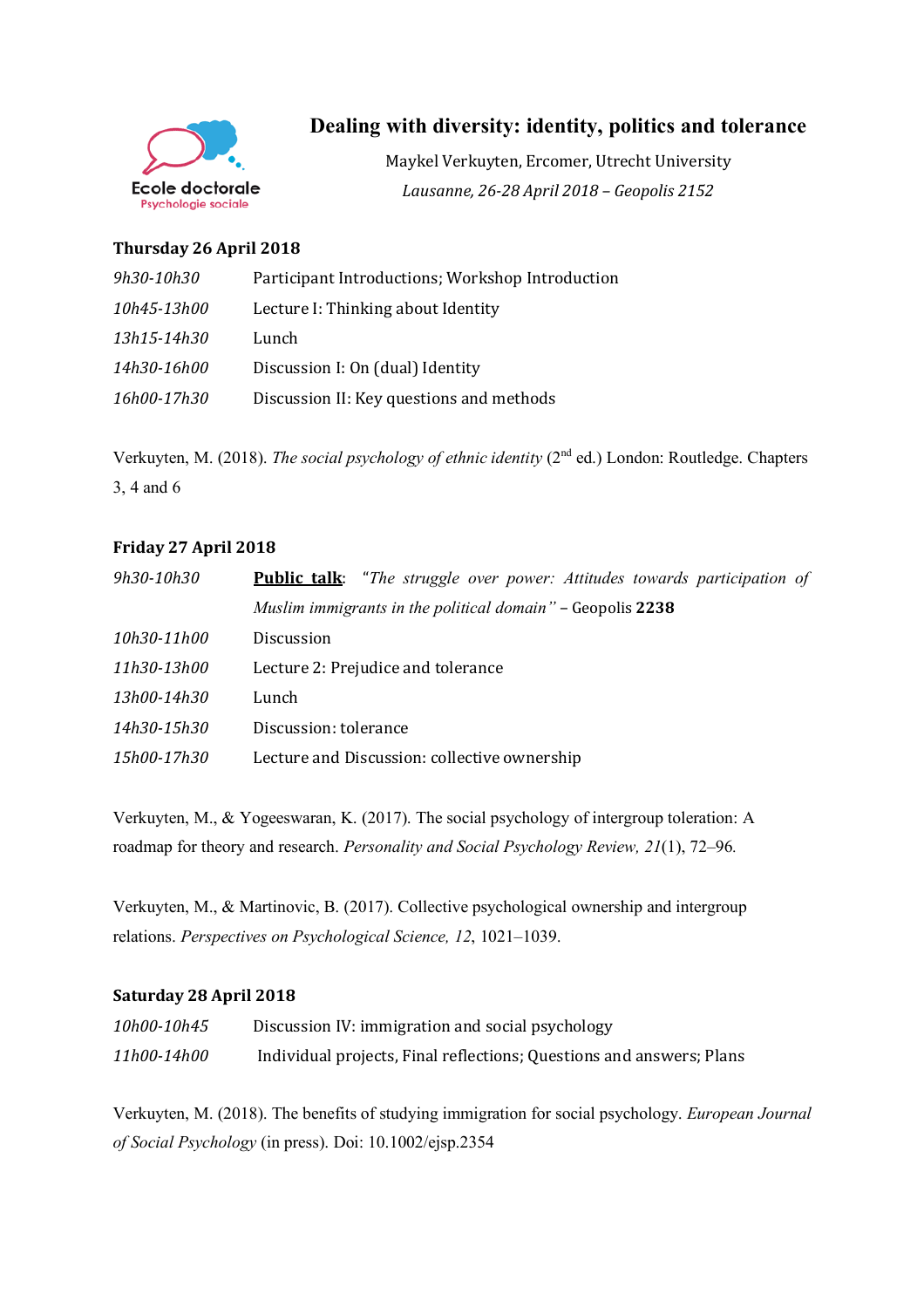Ecole doctorale
Psychologie sociale

# Dealing with diversity: identity, politics and tolerance

Maykel Verkuyten, Ercomer, Utrecht University

*Lausanne, 26-28 April 2018 – Geopolis 2152*

## Thursday 26 April 2018

| | |
|---|---|
| *9h30-10h30* | Participant Introductions; Workshop Introduction |
| *10h45-13h00* | Lecture I: Thinking about Identity |
| *13h15-14h30* | Lunch |
| *14h30-16h00* | Discussion I: On (dual) Identity |
| *16h00-17h30* | Discussion II: Key questions and methods |

Verkuyten, M. (2018). *The social psychology of ethnic identity* (2nd ed.) London: Routledge. Chapters 3, 4 and 6

## Friday 27 April 2018

| | |
|---|---|
| *9h30-10h30* | **Public talk**: *"The struggle over power: Attitudes towards participation of Muslim immigrants in the political domain"* – Geopolis **2238** |
| *10h30-11h00* | Discussion |
| *11h30-13h00* | Lecture 2: Prejudice and tolerance |
| *13h00-14h30* | Lunch |
| *14h30-15h30* | Discussion: tolerance |
| *15h00-17h30* | Lecture and Discussion: collective ownership |

Verkuyten, M., & Yogeeswaran, K. (2017). The social psychology of intergroup toleration: A roadmap for theory and research. *Personality and Social Psychology Review, 21*(1), 72–96.

Verkuyten, M., & Martinovic, B. (2017). Collective psychological ownership and intergroup relations. *Perspectives on Psychological Science, 12*, 1021–1039.

## Saturday 28 April 2018

| | |
|---|---|
| *10h00-10h45* | Discussion IV: immigration and social psychology |
| *11h00-14h00* | Individual projects, Final reflections; Questions and answers; Plans |

Verkuyten, M. (2018). The benefits of studying immigration for social psychology. *European Journal of Social Psychology* (in press). Doi: 10.1002/ejsp.2354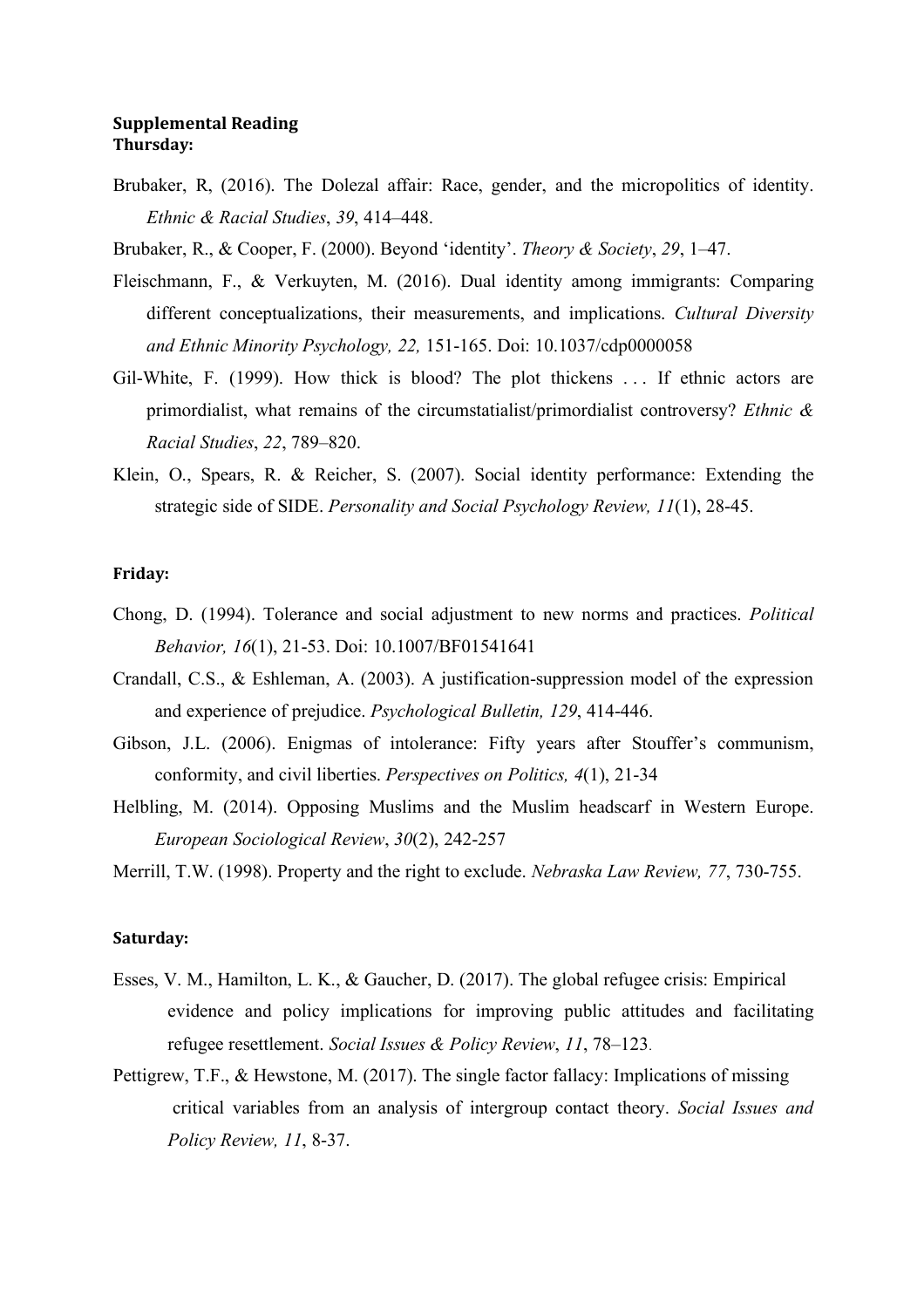**Supplemental Reading**

**Thursday:**

Brubaker, R, (2016). The Dolezal affair: Race, gender, and the micropolitics of identity. *Ethnic & Racial Studies*, *39*, 414–448.

Brubaker, R., & Cooper, F. (2000). Beyond 'identity'. *Theory & Society*, *29*, 1–47.

Fleischmann, F., & Verkuyten, M. (2016). Dual identity among immigrants: Comparing different conceptualizations, their measurements, and implications. *Cultural Diversity and Ethnic Minority Psychology, 22,* 151-165. Doi: 10.1037/cdp0000058

Gil-White, F. (1999). How thick is blood? The plot thickens . . . If ethnic actors are primordialist, what remains of the circumstatialist/primordialist controversy? *Ethnic & Racial Studies*, *22*, 789–820.

Klein, O., Spears, R. & Reicher, S. (2007). Social identity performance: Extending the strategic side of SIDE. *Personality and Social Psychology Review, 11*(1), 28-45.

**Friday:**

Chong, D. (1994). Tolerance and social adjustment to new norms and practices. *Political Behavior, 16*(1), 21-53. Doi: 10.1007/BF01541641

Crandall, C.S., & Eshleman, A. (2003). A justification-suppression model of the expression and experience of prejudice. *Psychological Bulletin, 129*, 414-446.

Gibson, J.L. (2006). Enigmas of intolerance: Fifty years after Stouffer's communism, conformity, and civil liberties. *Perspectives on Politics, 4*(1), 21-34

Helbling, M. (2014). Opposing Muslims and the Muslim headscarf in Western Europe. *European Sociological Review*, *30*(2), 242-257

Merrill, T.W. (1998). Property and the right to exclude. *Nebraska Law Review, 77*, 730-755.

**Saturday:**

Esses, V. M., Hamilton, L. K., & Gaucher, D. (2017). The global refugee crisis: Empirical evidence and policy implications for improving public attitudes and facilitating refugee resettlement. *Social Issues & Policy Review*, *11*, 78–123.

Pettigrew, T.F., & Hewstone, M. (2017). The single factor fallacy: Implications of missing critical variables from an analysis of intergroup contact theory. *Social Issues and Policy Review, 11*, 8-37.